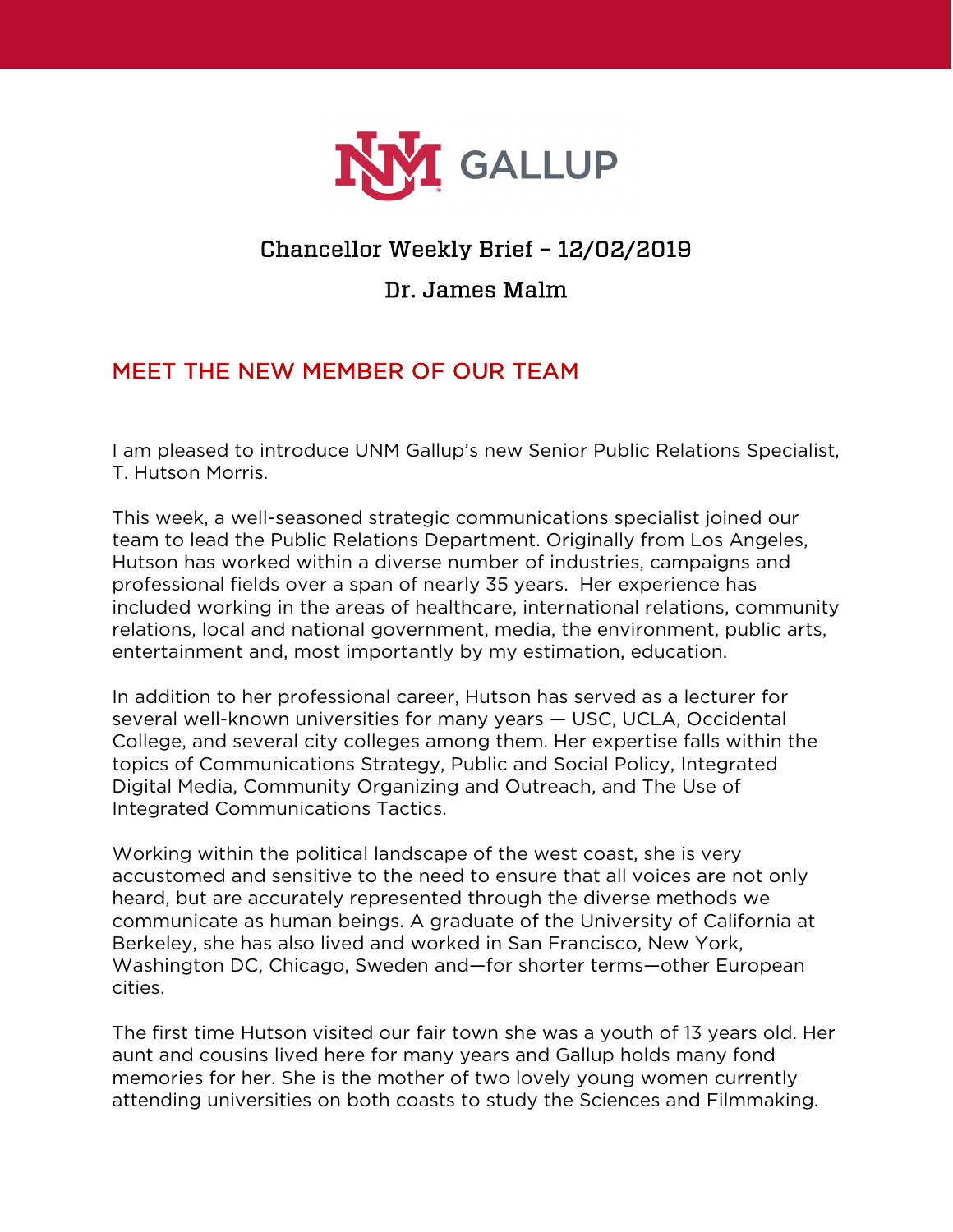# Chancellor Weekly Brief – 12/02/2019

## Dr. James Malm

## MEET THE NEW MEMBER OF OUR TEAM

I am pleased to introduce UNM Gallup's new Senior Public Relations Specialist, T. Hutson Morris.

This week, a well-seasoned strategic communications specialist joined our team to lead the Public Relations Department. Originally from Los Angeles, Hutson has worked within a diverse number of industries, campaigns and professional fields over a span of nearly 35 years. Her experience has included working in the areas of healthcare, international relations, community relations, local and national government, media, the environment, public arts, entertainment and, most importantly by my estimation, education.

In addition to her professional career, Hutson has served as a lecturer for several well-known universities for many years — USC, UCLA, Occidental College, and several city colleges among them. Her expertise falls within the topics of Communications Strategy, Public and Social Policy, Integrated Digital Media, Community Organizing and Outreach, and The Use of Integrated Communications Tactics.

Working within the political landscape of the west coast, she is very accustomed and sensitive to the need to ensure that all voices are not only heard, but are accurately represented through the diverse methods we communicate as human beings. A graduate of the University of California at Berkeley, she has also lived and worked in San Francisco, New York, Washington DC, Chicago, Sweden and—for shorter terms—other European cities.

The first time Hutson visited our fair town she was a youth of 13 years old. Her aunt and cousins lived here for many years and Gallup holds many fond memories for her. She is the mother of two lovely young women currently attending universities on both coasts to study the Sciences and Filmmaking.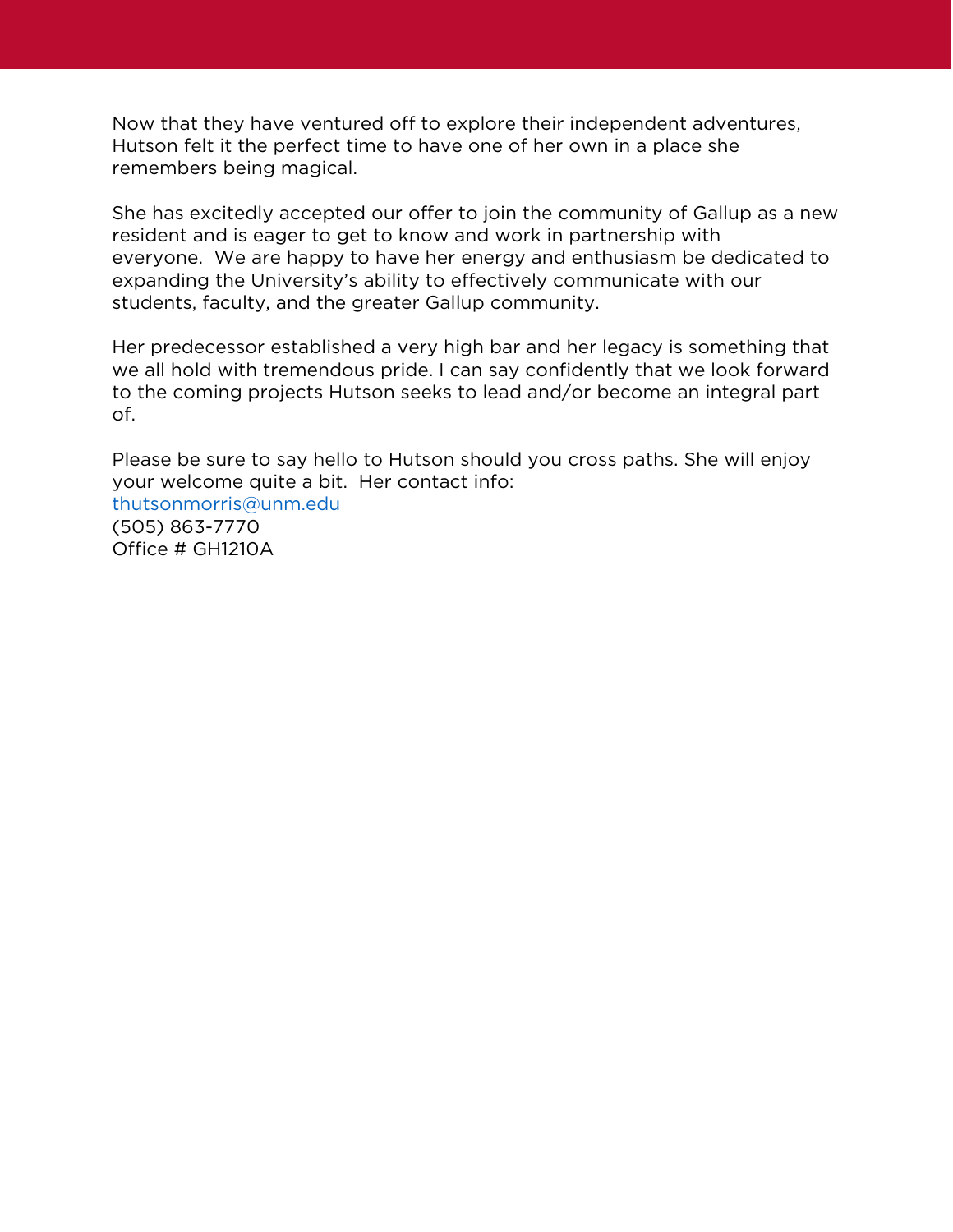Now that they have ventured off to explore their independent adventures, Hutson felt it the perfect time to have one of her own in a place she remembers being magical.

She has excitedly accepted our offer to join the community of Gallup as a new resident and is eager to get to know and work in partnership with everyone. We are happy to have her energy and enthusiasm be dedicated to expanding the University's ability to effectively communicate with our students, faculty, and the greater Gallup community.

Her predecessor established a very high bar and her legacy is something that we all hold with tremendous pride. I can say confidently that we look forward to the coming projects Hutson seeks to lead and/or become an integral part of.

Please be sure to say hello to Hutson should you cross paths. She will enjoy your welcome quite a bit. Her contact info:
thutsonmorris@unm.edu
(505) 863-7770
Office # GH1210A